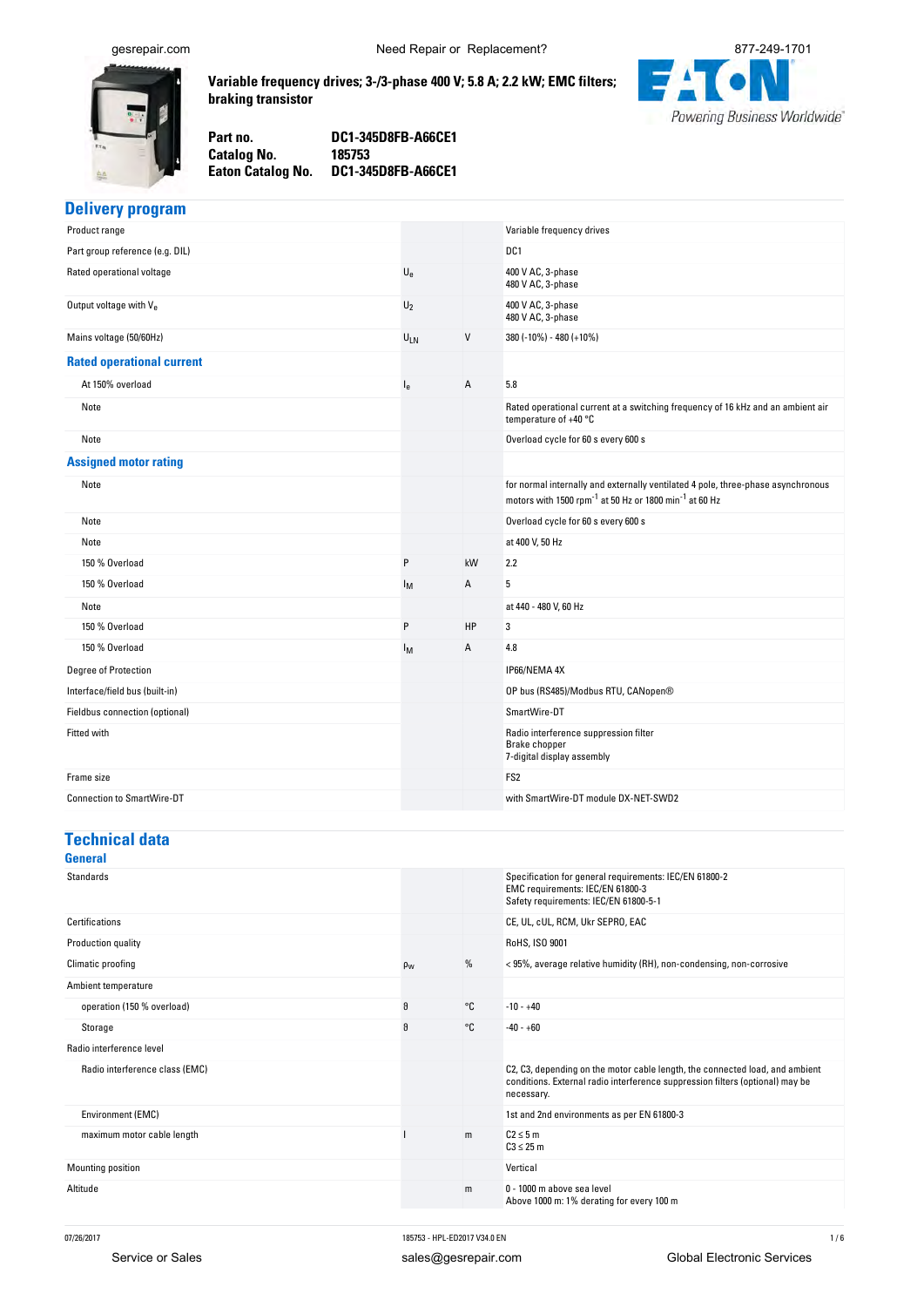**Variable frequency drives; 3-/3-phase 400 V; 5.8 A; 2.2 kW; EMC filters; braking transistor**

| | |
|---|---|
| **Part no.** | **DC1-345D8FB-A66CE1** |
| **Catalog No.** | **185753** |
| **Eaton Catalog No.** | **DC1-345D8FB-A66CE1** |

## Delivery program

| | | | |
|---|---|---|---|
| Product range | | | Variable frequency drives |
| Part group reference (e.g. DIL) | | | DC1 |
| Rated operational voltage | $U_e$ | | 400 V AC, 3-phase<br>480 V AC, 3-phase |
| Output voltage with $V_e$ | $U_2$ | | 400 V AC, 3-phase<br>480 V AC, 3-phase |
| Mains voltage (50/60Hz) | $U_{LN}$ | V | 380 (-10%) - 480 (+10%) |
| **Rated operational current** | | | |
| At 150% overload | $I_e$ | A | 5.8 |
| Note | | | Rated operational current at a switching frequency of 16 kHz and an ambient air temperature of +40 °C |
| Note | | | Overload cycle for 60 s every 600 s |
| **Assigned motor rating** | | | |
| Note | | | for normal internally and externally ventilated 4 pole, three-phase asynchronous motors with 1500 rpm$^{-1}$ at 50 Hz or 1800 min$^{-1}$ at 60 Hz |
| Note | | | Overload cycle for 60 s every 600 s |
| Note | | | at 400 V, 50 Hz |
| 150 % Overload | P | kW | 2.2 |
| 150 % Overload | $I_M$ | A | 5 |
| Note | | | at 440 - 480 V, 60 Hz |
| 150 % Overload | P | HP | 3 |
| 150 % Overload | $I_M$ | A | 4.8 |
| Degree of Protection | | | IP66/NEMA 4X |
| Interface/field bus (built-in) | | | OP bus (RS485)/Modbus RTU, CANopen® |
| Fieldbus connection (optional) | | | SmartWire-DT |
| Fitted with | | | Radio interference suppression filter<br>Brake chopper<br>7-digital display assembly |
| Frame size | | | FS2 |
| Connection to SmartWire-DT | | | with SmartWire-DT module DX-NET-SWD2 |

## Technical data

### General

| | | | |
|---|---|---|---|
| Standards | | | Specification for general requirements: IEC/EN 61800-2<br>EMC requirements: IEC/EN 61800-3<br>Safety requirements: IEC/EN 61800-5-1 |
| Certifications | | | CE, UL, cUL, RCM, Ukr SEPRO, EAC |
| Production quality | | | RoHS, ISO 9001 |
| Climatic proofing | $\rho_w$ | % | < 95%, average relative humidity (RH), non-condensing, non-corrosive |
| Ambient temperature | | | |
| operation (150 % overload) | $\vartheta$ | °C | -10 - +40 |
| Storage | $\vartheta$ | °C | -40 - +60 |
| Radio interference level | | | |
| Radio interference class (EMC) | | | C2, C3, depending on the motor cable length, the connected load, and ambient conditions. External radio interference suppression filters (optional) may be necessary. |
| Environment (EMC) | | | 1st and 2nd environments as per EN 61800-3 |
| maximum motor cable length | l | m | C2 ≤ 5 m<br>C3 ≤ 25 m |
| Mounting position | | | Vertical |
| Altitude | | m | 0 - 1000 m above sea level<br>Above 1000 m: 1% derating for every 100 m |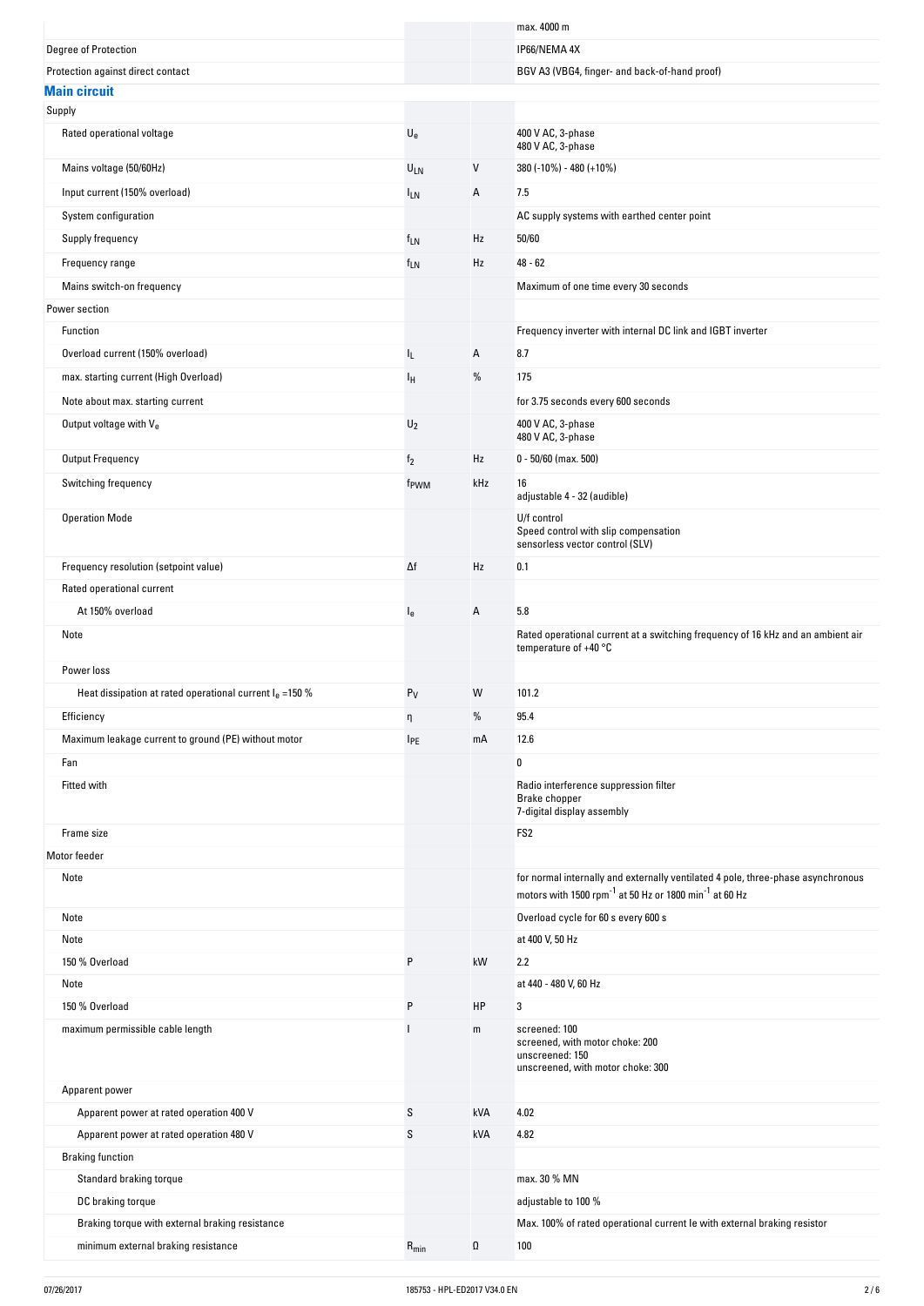| | | | |
|---|---|---|---|
| | | | max. 4000 m |
| Degree of Protection | | | IP66/NEMA 4X |
| Protection against direct contact | | | BGV A3 (VBG4, finger- and back-of-hand proof) |

## Main circuit

| | | | |
|---|---|---|---|
| Supply | | | |
| Rated operational voltage | $U_e$ | | 400 V AC, 3-phase<br>480 V AC, 3-phase |
| Mains voltage (50/60Hz) | $U_{LN}$ | V | 380 (-10%) - 480 (+10%) |
| Input current (150% overload) | $I_{LN}$ | A | 7.5 |
| System configuration | | | AC supply systems with earthed center point |
| Supply frequency | $f_{LN}$ | Hz | 50/60 |
| Frequency range | $f_{LN}$ | Hz | 48 - 62 |
| Mains switch-on frequency | | | Maximum of one time every 30 seconds |
| Power section | | | |
| Function | | | Frequency inverter with internal DC link and IGBT inverter |
| Overload current (150% overload) | $I_L$ | A | 8.7 |
| max. starting current (High Overload) | $I_H$ | % | 175 |
| Note about max. starting current | | | for 3.75 seconds every 600 seconds |
| Output voltage with $V_e$ | $U_2$ | | 400 V AC, 3-phase<br>480 V AC, 3-phase |
| Output Frequency | $f_2$ | Hz | 0 - 50/60 (max. 500) |
| Switching frequency | $f_{PWM}$ | kHz | 16<br>adjustable 4 - 32 (audible) |
| Operation Mode | | | U/f control<br>Speed control with slip compensation<br>sensorless vector control (SLV) |
| Frequency resolution (setpoint value) | Δf | Hz | 0.1 |
| Rated operational current | | | |
| At 150% overload | $I_e$ | A | 5.8 |
| Note | | | Rated operational current at a switching frequency of 16 kHz and an ambient air temperature of +40 °C |
| Power loss | | | |
| Heat dissipation at rated operational current $I_e$ =150 % | $P_V$ | W | 101.2 |
| Efficiency | η | % | 95.4 |
| Maximum leakage current to ground (PE) without motor | $I_{PE}$ | mA | 12.6 |
| Fan | | | 0 |
| Fitted with | | | Radio interference suppression filter<br>Brake chopper<br>7-digital display assembly |
| Frame size | | | FS2 |
| Motor feeder | | | |
| Note | | | for normal internally and externally ventilated 4 pole, three-phase asynchronous motors with 1500 rpm$^{-1}$ at 50 Hz or 1800 min$^{-1}$ at 60 Hz |
| Note | | | Overload cycle for 60 s every 600 s |
| Note | | | at 400 V, 50 Hz |
| 150 % Overload | P | kW | 2.2 |
| Note | | | at 440 - 480 V, 60 Hz |
| 150 % Overload | P | HP | 3 |
| maximum permissible cable length | l | m | screened: 100<br>screened, with motor choke: 200<br>unscreened: 150<br>unscreened, with motor choke: 300 |
| Apparent power | | | |
| Apparent power at rated operation 400 V | S | kVA | 4.02 |
| Apparent power at rated operation 480 V | S | kVA | 4.82 |
| Braking function | | | |
| Standard braking torque | | | max. 30 % MN |
| DC braking torque | | | adjustable to 100 % |
| Braking torque with external braking resistance | | | Max. 100% of rated operational current Ie with external braking resistor |
| minimum external braking resistance | $R_{min}$ | Ω | 100 |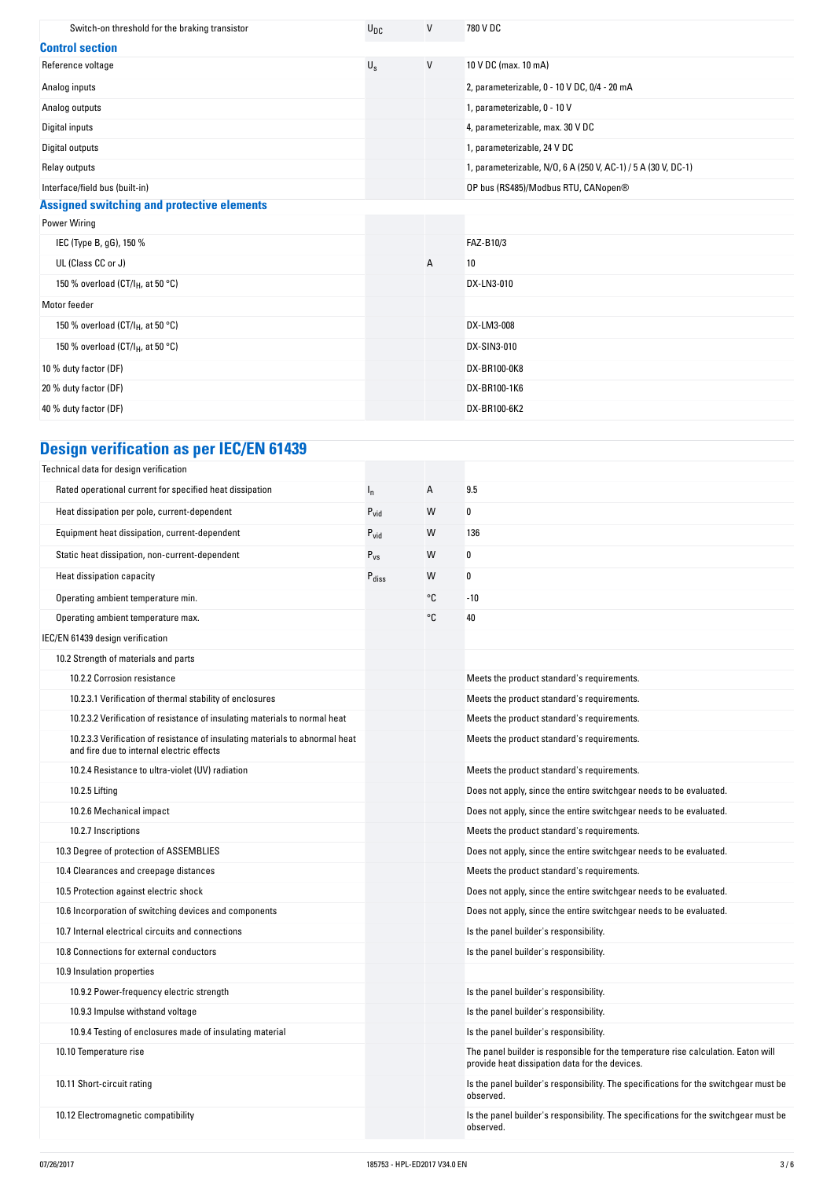| | | | |
|---|---|---|---|
| Switch-on threshold for the braking transistor | $U_{DC}$ | V | 780 V DC |

## Control section

| | | | |
|---|---|---|---|
| Reference voltage | $U_s$ | V | 10 V DC (max. 10 mA) |
| Analog inputs | | | 2, parameterizable, 0 - 10 V DC, 0/4 - 20 mA |
| Analog outputs | | | 1, parameterizable, 0 - 10 V |
| Digital inputs | | | 4, parameterizable, max. 30 V DC |
| Digital outputs | | | 1, parameterizable, 24 V DC |
| Relay outputs | | | 1, parameterizable, N/O, 6 A (250 V, AC-1) / 5 A (30 V, DC-1) |
| Interface/field bus (built-in) | | | OP bus (RS485)/Modbus RTU, CANopen® |

## Assigned switching and protective elements

| | | | |
|---|---|---|---|
| Power Wiring | | | |
| IEC (Type B, gG), 150 % | | | FAZ-B10/3 |
| UL (Class CC or J) | | A | 10 |
| 150 % overload (CT/$I_H$, at 50 °C) | | | DX-LN3-010 |
| Motor feeder | | | |
| 150 % overload (CT/$I_H$, at 50 °C) | | | DX-LM3-008 |
| 150 % overload (CT/$I_H$, at 50 °C) | | | DX-SIN3-010 |
| 10 % duty factor (DF) | | | DX-BR100-0K8 |
| 20 % duty factor (DF) | | | DX-BR100-1K6 |
| 40 % duty factor (DF) | | | DX-BR100-6K2 |

## Design verification as per IEC/EN 61439

| | | | |
|---|---|---|---|
| Technical data for design verification | | | |
| Rated operational current for specified heat dissipation | $I_n$ | A | 9.5 |
| Heat dissipation per pole, current-dependent | $P_{vid}$ | W | 0 |
| Equipment heat dissipation, current-dependent | $P_{vid}$ | W | 136 |
| Static heat dissipation, non-current-dependent | $P_{vs}$ | W | 0 |
| Heat dissipation capacity | $P_{diss}$ | W | 0 |
| Operating ambient temperature min. | | °C | -10 |
| Operating ambient temperature max. | | °C | 40 |
| IEC/EN 61439 design verification | | | |
| 10.2 Strength of materials and parts | | | |
| 10.2.2 Corrosion resistance | | | Meets the product standard's requirements. |
| 10.2.3.1 Verification of thermal stability of enclosures | | | Meets the product standard's requirements. |
| 10.2.3.2 Verification of resistance of insulating materials to normal heat | | | Meets the product standard's requirements. |
| 10.2.3.3 Verification of resistance of insulating materials to abnormal heat and fire due to internal electric effects | | | Meets the product standard's requirements. |
| 10.2.4 Resistance to ultra-violet (UV) radiation | | | Meets the product standard's requirements. |
| 10.2.5 Lifting | | | Does not apply, since the entire switchgear needs to be evaluated. |
| 10.2.6 Mechanical impact | | | Does not apply, since the entire switchgear needs to be evaluated. |
| 10.2.7 Inscriptions | | | Meets the product standard's requirements. |
| 10.3 Degree of protection of ASSEMBLIES | | | Does not apply, since the entire switchgear needs to be evaluated. |
| 10.4 Clearances and creepage distances | | | Meets the product standard's requirements. |
| 10.5 Protection against electric shock | | | Does not apply, since the entire switchgear needs to be evaluated. |
| 10.6 Incorporation of switching devices and components | | | Does not apply, since the entire switchgear needs to be evaluated. |
| 10.7 Internal electrical circuits and connections | | | Is the panel builder's responsibility. |
| 10.8 Connections for external conductors | | | Is the panel builder's responsibility. |
| 10.9 Insulation properties | | | |
| 10.9.2 Power-frequency electric strength | | | Is the panel builder's responsibility. |
| 10.9.3 Impulse withstand voltage | | | Is the panel builder's responsibility. |
| 10.9.4 Testing of enclosures made of insulating material | | | Is the panel builder's responsibility. |
| 10.10 Temperature rise | | | The panel builder is responsible for the temperature rise calculation. Eaton will provide heat dissipation data for the devices. |
| 10.11 Short-circuit rating | | | Is the panel builder's responsibility. The specifications for the switchgear must be observed. |
| 10.12 Electromagnetic compatibility | | | Is the panel builder's responsibility. The specifications for the switchgear must be observed. |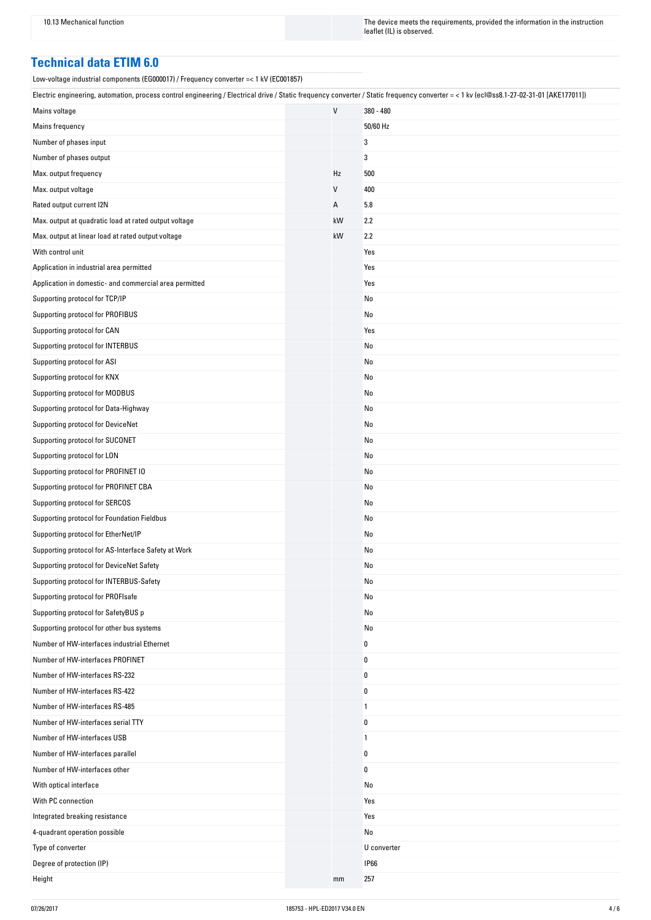| | | | |
|---|---|---|---|
| 10.13 Mechanical function | | | The device meets the requirements, provided the information in the instruction leaflet (IL) is observed. |

## Technical data ETIM 6.0

Low-voltage industrial components (EG000017) / Frequency converter =< 1 kV (EC001857)

Electric engineering, automation, process control engineering / Electrical drive / Static frequency converter / Static frequency converter = < 1 kv (ecl@ss8.1-27-02-31-01 [AKE177011])

| | | | |
|---|---|---|---|
| Mains voltage | | V | 380 - 480 |
| Mains frequency | | | 50/60 Hz |
| Number of phases input | | | 3 |
| Number of phases output | | | 3 |
| Max. output frequency | | Hz | 500 |
| Max. output voltage | | V | 400 |
| Rated output current I2N | | A | 5.8 |
| Max. output at quadratic load at rated output voltage | | kW | 2.2 |
| Max. output at linear load at rated output voltage | | kW | 2.2 |
| With control unit | | | Yes |
| Application in industrial area permitted | | | Yes |
| Application in domestic- and commercial area permitted | | | Yes |
| Supporting protocol for TCP/IP | | | No |
| Supporting protocol for PROFIBUS | | | No |
| Supporting protocol for CAN | | | Yes |
| Supporting protocol for INTERBUS | | | No |
| Supporting protocol for ASI | | | No |
| Supporting protocol for KNX | | | No |
| Supporting protocol for MODBUS | | | No |
| Supporting protocol for Data-Highway | | | No |
| Supporting protocol for DeviceNet | | | No |
| Supporting protocol for SUCONET | | | No |
| Supporting protocol for LON | | | No |
| Supporting protocol for PROFINET IO | | | No |
| Supporting protocol for PROFINET CBA | | | No |
| Supporting protocol for SERCOS | | | No |
| Supporting protocol for Foundation Fieldbus | | | No |
| Supporting protocol for EtherNet/IP | | | No |
| Supporting protocol for AS-Interface Safety at Work | | | No |
| Supporting protocol for DeviceNet Safety | | | No |
| Supporting protocol for INTERBUS-Safety | | | No |
| Supporting protocol for PROFIsafe | | | No |
| Supporting protocol for SafetyBUS p | | | No |
| Supporting protocol for other bus systems | | | No |
| Number of HW-interfaces industrial Ethernet | | | 0 |
| Number of HW-interfaces PROFINET | | | 0 |
| Number of HW-interfaces RS-232 | | | 0 |
| Number of HW-interfaces RS-422 | | | 0 |
| Number of HW-interfaces RS-485 | | | 1 |
| Number of HW-interfaces serial TTY | | | 0 |
| Number of HW-interfaces USB | | | 1 |
| Number of HW-interfaces parallel | | | 0 |
| Number of HW-interfaces other | | | 0 |
| With optical interface | | | No |
| With PC connection | | | Yes |
| Integrated breaking resistance | | | Yes |
| 4-quadrant operation possible | | | No |
| Type of converter | | | U converter |
| Degree of protection (IP) | | | IP66 |
| Height | | mm | 257 |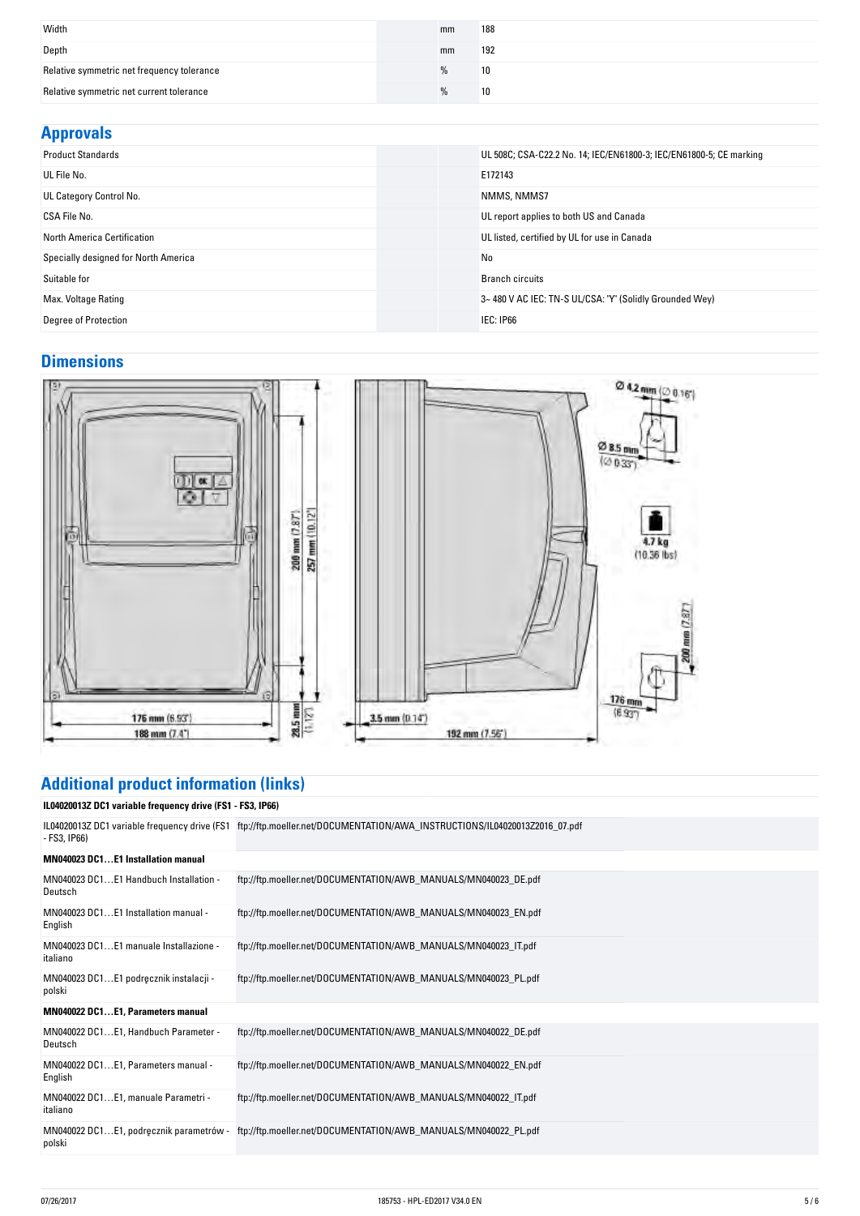| | | |
|---|---|---|
| Width | mm | 188 |
| Depth | mm | 192 |
| Relative symmetric net frequency tolerance | % | 10 |
| Relative symmetric net current tolerance | % | 10 |

## Approvals

| | |
|---|---|
| Product Standards | UL 508C; CSA-C22.2 No. 14; IEC/EN61800-3; IEC/EN61800-5; CE marking |
| UL File No. | E172143 |
| UL Category Control No. | NMMS, NMMS7 |
| CSA File No. | UL report applies to both US and Canada |
| North America Certification | UL listed, certified by UL for use in Canada |
| Specially designed for North America | No |
| Suitable for | Branch circuits |
| Max. Voltage Rating | 3~ 480 V AC IEC: TN-S UL/CSA: "Y" (Solidly Grounded Wey) |
| Degree of Protection | IEC: IP66 |

## Dimensions

## Additional product information (links)

**IL04020013Z DC1 variable frequency drive (FS1 - FS3, IP66)**

| | |
|---|---|
| IL04020013Z DC1 variable frequency drive (FS1 - FS3, IP66) | ftp://ftp.moeller.net/DOCUMENTATION/AWA_INSTRUCTIONS/IL04020013Z2016_07.pdf |

**MN040023 DC1…E1 Installation manual**

| | |
|---|---|
| MN040023 DC1…E1 Handbuch Installation - Deutsch | ftp://ftp.moeller.net/DOCUMENTATION/AWB_MANUALS/MN040023_DE.pdf |
| MN040023 DC1…E1 Installation manual - English | ftp://ftp.moeller.net/DOCUMENTATION/AWB_MANUALS/MN040023_EN.pdf |
| MN040023 DC1…E1 manuale Installazione - italiano | ftp://ftp.moeller.net/DOCUMENTATION/AWB_MANUALS/MN040023_IT.pdf |
| MN040023 DC1…E1 podręcznik instalacji - polski | ftp://ftp.moeller.net/DOCUMENTATION/AWB_MANUALS/MN040023_PL.pdf |

**MN040022 DC1…E1, Parameters manual**

| | |
|---|---|
| MN040022 DC1…E1, Handbuch Parameter - Deutsch | ftp://ftp.moeller.net/DOCUMENTATION/AWB_MANUALS/MN040022_DE.pdf |
| MN040022 DC1…E1, Parameters manual - English | ftp://ftp.moeller.net/DOCUMENTATION/AWB_MANUALS/MN040022_EN.pdf |
| MN040022 DC1…E1, manuale Parametri - italiano | ftp://ftp.moeller.net/DOCUMENTATION/AWB_MANUALS/MN040022_IT.pdf |
| MN040022 DC1…E1, podręcznik parametrów - polski | ftp://ftp.moeller.net/DOCUMENTATION/AWB_MANUALS/MN040022_PL.pdf |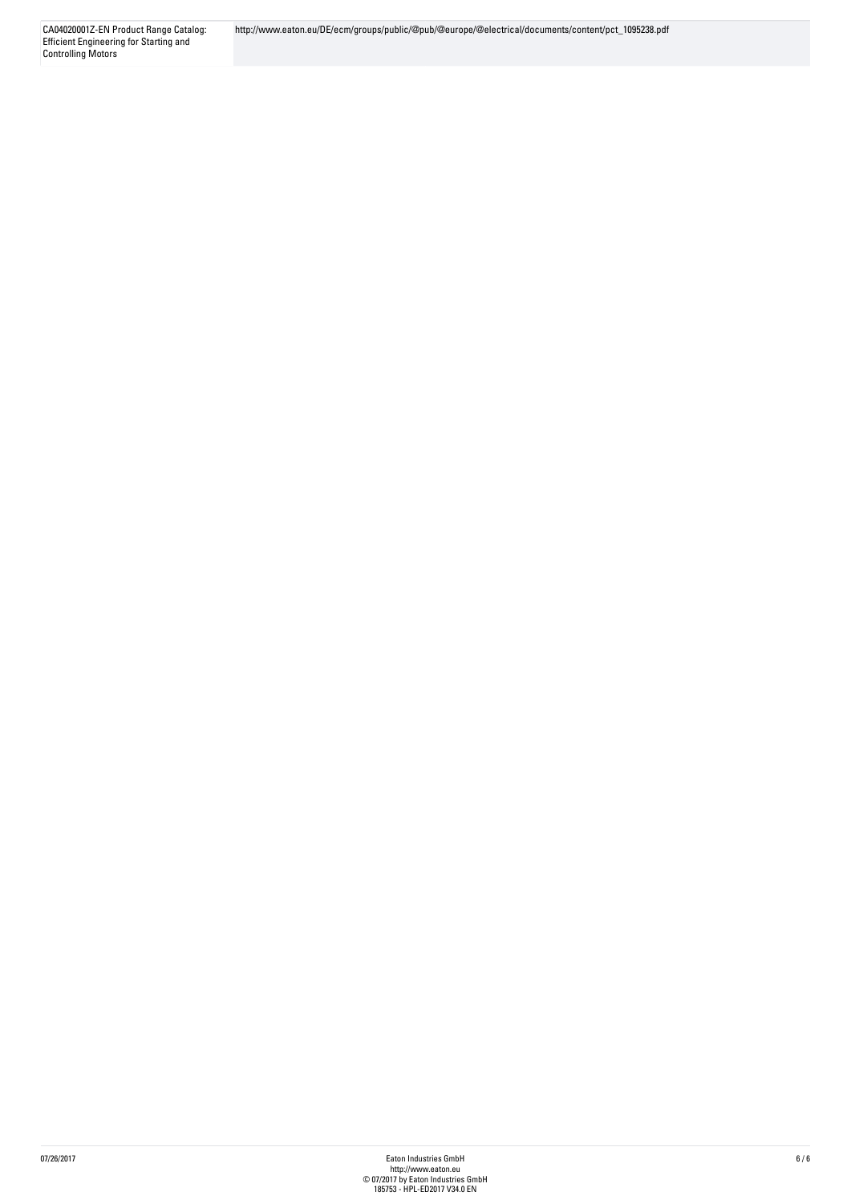| | |
|---|---|
| CA04020001Z-EN Product Range Catalog: Efficient Engineering for Starting and Controlling Motors | http://www.eaton.eu/DE/ecm/groups/public/@pub/@europe/@electrical/documents/content/pct_1095238.pdf |